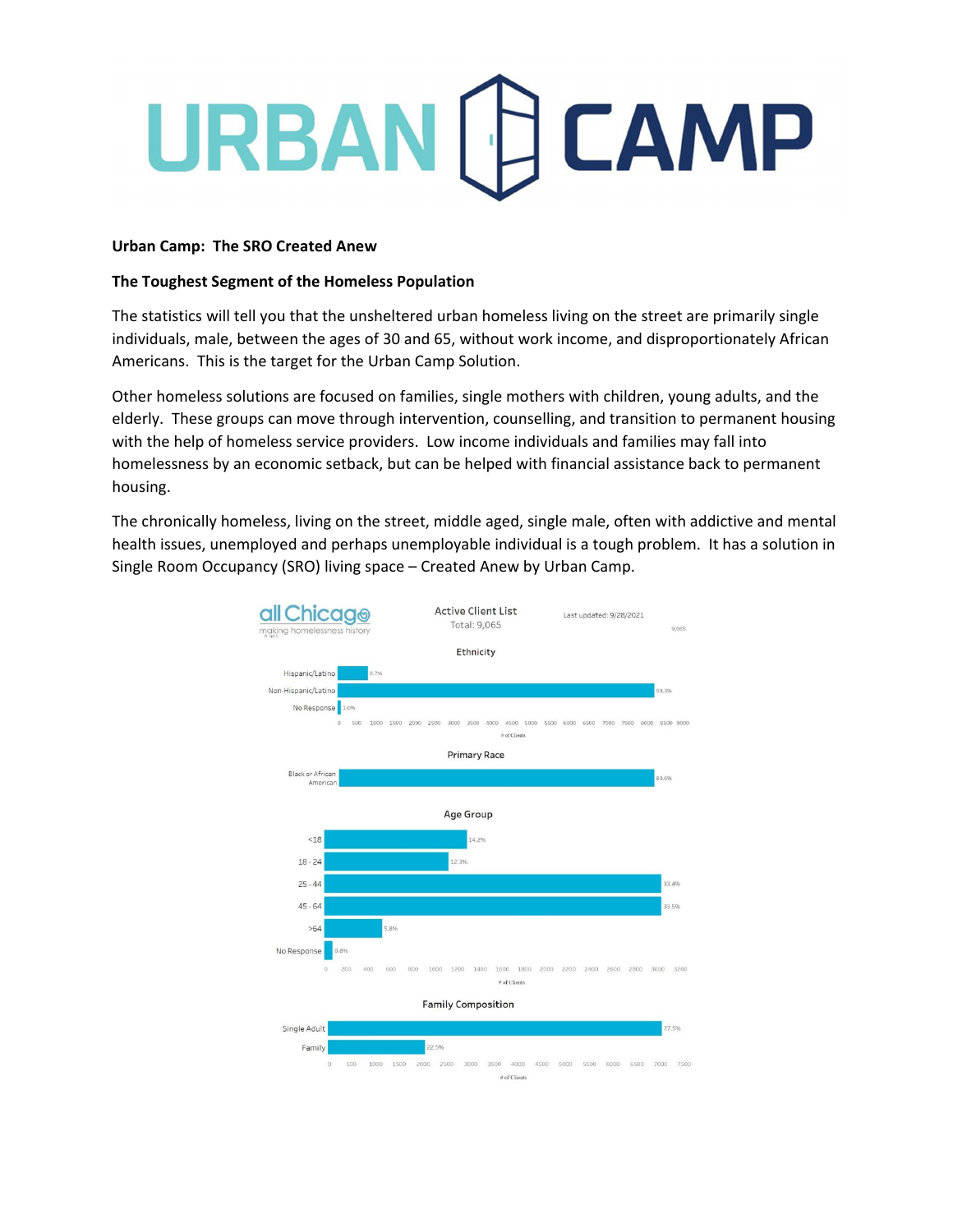# URBAN CAMP

**Urban Camp: The SRO Created Anew**

**The Toughest Segment of the Homeless Population**

The statistics will tell you that the unsheltered urban homeless living on the street are primarily single individuals, male, between the ages of 30 and 65, without work income, and disproportionately African Americans. This is the target for the Urban Camp Solution.

Other homeless solutions are focused on families, single mothers with children, young adults, and the elderly. These groups can move through intervention, counselling, and transition to permanent housing with the help of homeless service providers. Low income individuals and families may fall into homelessness by an economic setback, but can be helped with financial assistance back to permanent housing.

The chronically homeless, living on the street, middle aged, single male, often with addictive and mental health issues, unemployed and perhaps unemployable individual is a tough problem. It has a solution in Single Room Occupancy (SRO) living space – Created Anew by Urban Camp.

all Chicago
making homelessness history

Active Client List
Total: 9,065

Last updated: 9/28/2021

Ethnicity

Hispanic/Latino 8.7%
Non-Hispanic/Latino 90.3%
No Response 1.0%

0 500 1000 1500 2000 2500 3000 3500 4000 4500 5000 5500 6000 6500 7000 7500 8000 8500 9000
# of Clients

Primary Race

Black or African American 80.6%

Age Group

<18 14.2%
18 - 24 12.3%
25 - 44 33.4%
45 - 64 33.5%
>64 5.8%
No Response 0.8%

0 200 400 600 800 1000 1200 1400 1600 1800 2000 2200 2400 2600 2800 3000 3200
# of Clients

Family Composition

Single Adult 77.5%
Family 22.5%

0 500 1000 1500 2000 2500 3000 3500 4000 4500 5000 5500 6000 6500 7000 7500
# of Clients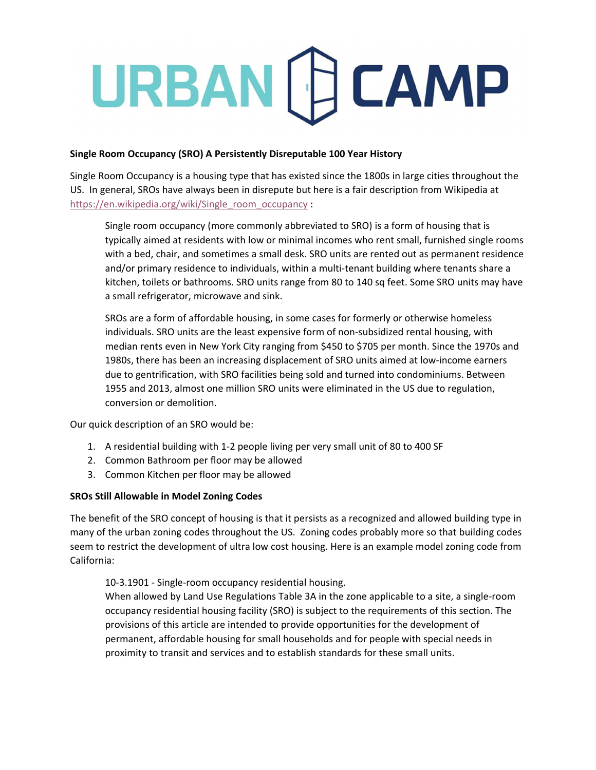URBAN CAMP

**Single Room Occupancy (SRO) A Persistently Disreputable 100 Year History**

Single Room Occupancy is a housing type that has existed since the 1800s in large cities throughout the US. In general, SROs have always been in disrepute but here is a fair description from Wikipedia at https://en.wikipedia.org/wiki/Single_room_occupancy :

> Single room occupancy (more commonly abbreviated to SRO) is a form of housing that is typically aimed at residents with low or minimal incomes who rent small, furnished single rooms with a bed, chair, and sometimes a small desk. SRO units are rented out as permanent residence and/or primary residence to individuals, within a multi-tenant building where tenants share a kitchen, toilets or bathrooms. SRO units range from 80 to 140 sq feet. Some SRO units may have a small refrigerator, microwave and sink.
>
> SROs are a form of affordable housing, in some cases for formerly or otherwise homeless individuals. SRO units are the least expensive form of non-subsidized rental housing, with median rents even in New York City ranging from $450 to $705 per month. Since the 1970s and 1980s, there has been an increasing displacement of SRO units aimed at low-income earners due to gentrification, with SRO facilities being sold and turned into condominiums. Between 1955 and 2013, almost one million SRO units were eliminated in the US due to regulation, conversion or demolition.

Our quick description of an SRO would be:

1. A residential building with 1-2 people living per very small unit of 80 to 400 SF
2. Common Bathroom per floor may be allowed
3. Common Kitchen per floor may be allowed

**SROs Still Allowable in Model Zoning Codes**

The benefit of the SRO concept of housing is that it persists as a recognized and allowed building type in many of the urban zoning codes throughout the US. Zoning codes probably more so that building codes seem to restrict the development of ultra low cost housing. Here is an example model zoning code from California:

> 10-3.1901 - Single-room occupancy residential housing.
> When allowed by Land Use Regulations Table 3A in the zone applicable to a site, a single-room occupancy residential housing facility (SRO) is subject to the requirements of this section. The provisions of this article are intended to provide opportunities for the development of permanent, affordable housing for small households and for people with special needs in proximity to transit and services and to establish standards for these small units.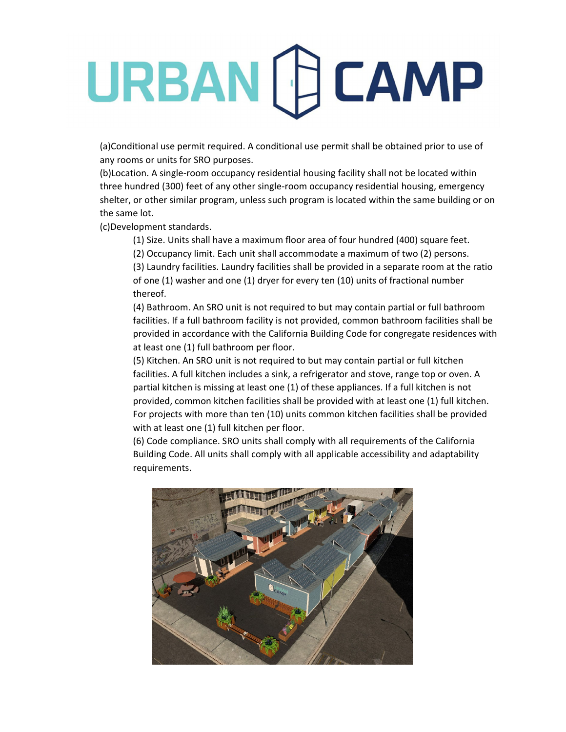# URBAN CAMP

(a)Conditional use permit required. A conditional use permit shall be obtained prior to use of any rooms or units for SRO purposes.

(b)Location. A single-room occupancy residential housing facility shall not be located within three hundred (300) feet of any other single-room occupancy residential housing, emergency shelter, or other similar program, unless such program is located within the same building or on the same lot.

(c)Development standards.

(1) Size. Units shall have a maximum floor area of four hundred (400) square feet.

(2) Occupancy limit. Each unit shall accommodate a maximum of two (2) persons.

(3) Laundry facilities. Laundry facilities shall be provided in a separate room at the ratio of one (1) washer and one (1) dryer for every ten (10) units of fractional number thereof.

(4) Bathroom. An SRO unit is not required to but may contain partial or full bathroom facilities. If a full bathroom facility is not provided, common bathroom facilities shall be provided in accordance with the California Building Code for congregate residences with at least one (1) full bathroom per floor.

(5) Kitchen. An SRO unit is not required to but may contain partial or full kitchen facilities. A full kitchen includes a sink, a refrigerator and stove, range top or oven. A partial kitchen is missing at least one (1) of these appliances. If a full kitchen is not provided, common kitchen facilities shall be provided with at least one (1) full kitchen. For projects with more than ten (10) units common kitchen facilities shall be provided with at least one (1) full kitchen per floor.

(6) Code compliance. SRO units shall comply with all requirements of the California Building Code. All units shall comply with all applicable accessibility and adaptability requirements.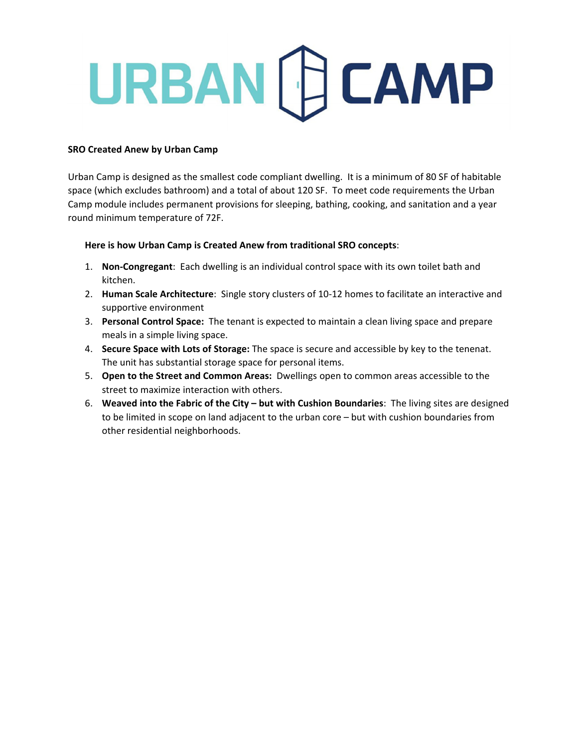# URBAN CAMP

**SRO Created Anew by Urban Camp**

Urban Camp is designed as the smallest code compliant dwelling. It is a minimum of 80 SF of habitable space (which excludes bathroom) and a total of about 120 SF. To meet code requirements the Urban Camp module includes permanent provisions for sleeping, bathing, cooking, and sanitation and a year round minimum temperature of 72F.

**Here is how Urban Camp is Created Anew from traditional SRO concepts**:

1. **Non-Congregant**: Each dwelling is an individual control space with its own toilet bath and kitchen.
2. **Human Scale Architecture**: Single story clusters of 10-12 homes to facilitate an interactive and supportive environment
3. **Personal Control Space:** The tenant is expected to maintain a clean living space and prepare meals in a simple living space.
4. **Secure Space with Lots of Storage:** The space is secure and accessible by key to the tenenat. The unit has substantial storage space for personal items.
5. **Open to the Street and Common Areas:** Dwellings open to common areas accessible to the street to maximize interaction with others.
6. **Weaved into the Fabric of the City – but with Cushion Boundaries**: The living sites are designed to be limited in scope on land adjacent to the urban core – but with cushion boundaries from other residential neighborhoods.